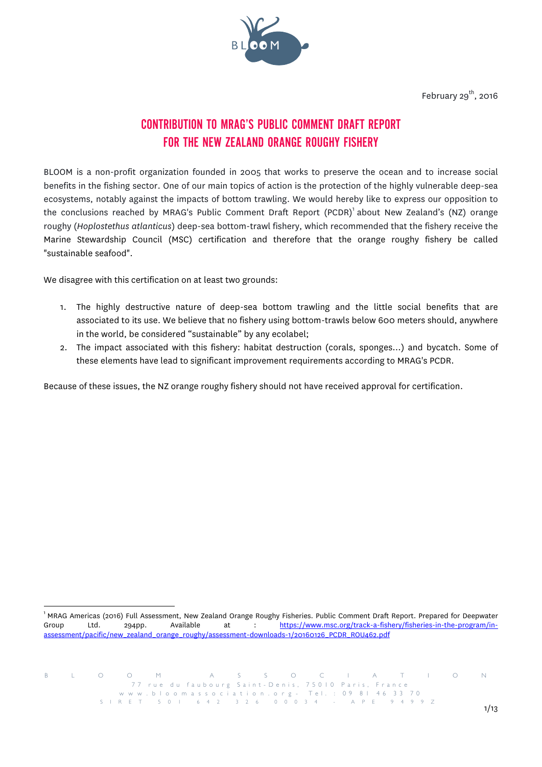February 29th, 2016

# CONTRIBUTION TO MRAG'S PUBLIC COMMENT DRAFT REPORT FOR THE NEW ZEALAND ORANGE ROUGHY FISHERY

BLOOM is a non-profit organization founded in 2005 that works to preserve the ocean and to increase social benefits in the fishing sector. One of our main topics of action is the protection of the highly vulnerable deep-sea ecosystems, notably against the impacts of bottom trawling. We would hereby like to express our opposition to the conclusions reached by MRAG's Public Comment Draft Report (PCDR)[1] about New Zealand's (NZ) orange roughy (*Hoplostethus atlanticus*) deep-sea bottom-trawl fishery, which recommended that the fishery receive the Marine Stewardship Council (MSC) certification and therefore that the orange roughy fishery be called "sustainable seafood".

We disagree with this certification on at least two grounds:

1. The highly destructive nature of deep-sea bottom trawling and the little social benefits that are associated to its use. We believe that no fishery using bottom-trawls below 600 meters should, anywhere in the world, be considered "sustainable" by any ecolabel;
2. The impact associated with this fishery: habitat destruction (corals, sponges...) and bycatch. Some of these elements have lead to significant improvement requirements according to MRAG's PCDR.

Because of these issues, the NZ orange roughy fishery should not have received approval for certification.

---

[1] MRAG Americas (2016) Full Assessment, New Zealand Orange Roughy Fisheries. Public Comment Draft Report. Prepared for Deepwater Group Ltd. 294pp. Available at : https://www.msc.org/track-a-fishery/fisheries-in-the-program/in-assessment/pacific/new_zealand_orange_roughy/assessment-downloads-1/20160126_PCDR_ROU462.pdf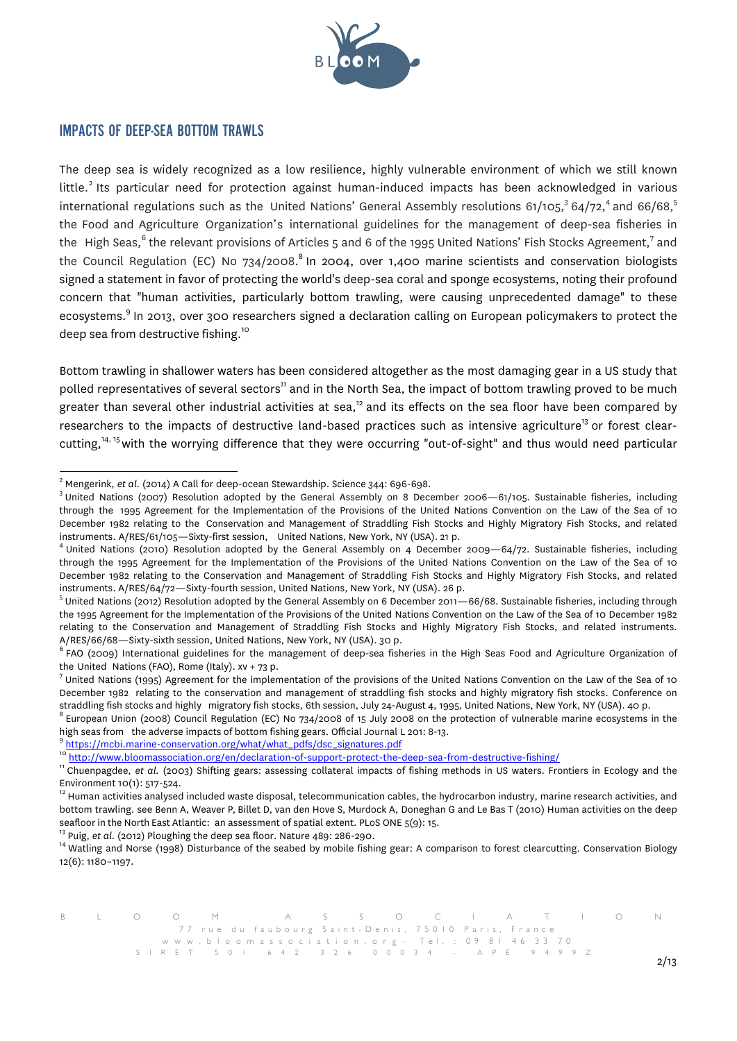## IMPACTS OF DEEP-SEA BOTTOM TRAWLS

The deep sea is widely recognized as a low resilience, highly vulnerable environment of which we still known little.[2] Its particular need for protection against human-induced impacts has been acknowledged in various international regulations such as the United Nations' General Assembly resolutions 61/105,[3] 64/72,[4] and 66/68,[5] the Food and Agriculture Organization's international guidelines for the management of deep-sea fisheries in the High Seas,[6] the relevant provisions of Articles 5 and 6 of the 1995 United Nations' Fish Stocks Agreement,[7] and the Council Regulation (EC) No 734/2008.[8] In 2004, over 1,400 marine scientists and conservation biologists signed a statement in favor of protecting the world's deep-sea coral and sponge ecosystems, noting their profound concern that "human activities, particularly bottom trawling, were causing unprecedented damage" to these ecosystems.[9] In 2013, over 300 researchers signed a declaration calling on European policymakers to protect the deep sea from destructive fishing.[10]

Bottom trawling in shallower waters has been considered altogether as the most damaging gear in a US study that polled representatives of several sectors[11] and in the North Sea, the impact of bottom trawling proved to be much greater than several other industrial activities at sea,[12] and its effects on the sea floor have been compared by researchers to the impacts of destructive land-based practices such as intensive agriculture[13] or forest clear-cutting,[14, 15] with the worrying difference that they were occurring "out-of-sight" and thus would need particular

---

[2] Mengerink, *et al.* (2014) A Call for deep-ocean Stewardship. Science 344: 696-698.

[3] United Nations (2007) Resolution adopted by the General Assembly on 8 December 2006—61/105. Sustainable fisheries, including through the 1995 Agreement for the Implementation of the Provisions of the United Nations Convention on the Law of the Sea of 10 December 1982 relating to the Conservation and Management of Straddling Fish Stocks and Highly Migratory Fish Stocks, and related instruments. A/RES/61/105—Sixty-first session, United Nations, New York, NY (USA). 21 p.

[4] United Nations (2010) Resolution adopted by the General Assembly on 4 December 2009—64/72. Sustainable fisheries, including through the 1995 Agreement for the Implementation of the Provisions of the United Nations Convention on the Law of the Sea of 10 December 1982 relating to the Conservation and Management of Straddling Fish Stocks and Highly Migratory Fish Stocks, and related instruments. A/RES/64/72—Sixty-fourth session, United Nations, New York, NY (USA). 26 p.

[5] United Nations (2012) Resolution adopted by the General Assembly on 6 December 2011—66/68. Sustainable fisheries, including through the 1995 Agreement for the Implementation of the Provisions of the United Nations Convention on the Law of the Sea of 10 December 1982 relating to the Conservation and Management of Straddling Fish Stocks and Highly Migratory Fish Stocks, and related instruments. A/RES/66/68—Sixty-sixth session, United Nations, New York, NY (USA). 30 p.

[6] FAO (2009) International guidelines for the management of deep-sea fisheries in the High Seas Food and Agriculture Organization of the United Nations (FAO), Rome (Italy). xv + 73 p.

[7] United Nations (1995) Agreement for the implementation of the provisions of the United Nations Convention on the Law of the Sea of 10 December 1982 relating to the conservation and management of straddling fish stocks and highly migratory fish stocks. Conference on straddling fish stocks and highly migratory fish stocks, 6th session, July 24-August 4, 1995, United Nations, New York, NY (USA). 40 p.

[8] European Union (2008) Council Regulation (EC) No 734/2008 of 15 July 2008 on the protection of vulnerable marine ecosystems in the high seas from the adverse impacts of bottom fishing gears. Official Journal L 201: 8-13.

[9] https://mcbi.marine-conservation.org/what/what_pdfs/dsc_signatures.pdf

[10] http://www.bloomassociation.org/en/declaration-of-support-protect-the-deep-sea-from-destructive-fishing/

[11] Chuenpagdee, *et al.* (2003) Shifting gears: assessing collateral impacts of fishing methods in US waters. Frontiers in Ecology and the Environment 10(1): 517-524.

[12] Human activities analysed included waste disposal, telecommunication cables, the hydrocarbon industry, marine research activities, and bottom trawling. see Benn A, Weaver P, Billet D, van den Hove S, Murdock A, Doneghan G and Le Bas T (2010) Human activities on the deep seafloor in the North East Atlantic: an assessment of spatial extent. PLoS ONE 5(9): 15.

[13] Puig, *et al.* (2012) Ploughing the deep sea floor. Nature 489: 286-290.

[14] Watling and Norse (1998) Disturbance of the seabed by mobile fishing gear: A comparison to forest clearcutting. Conservation Biology 12(6): 1180–1197.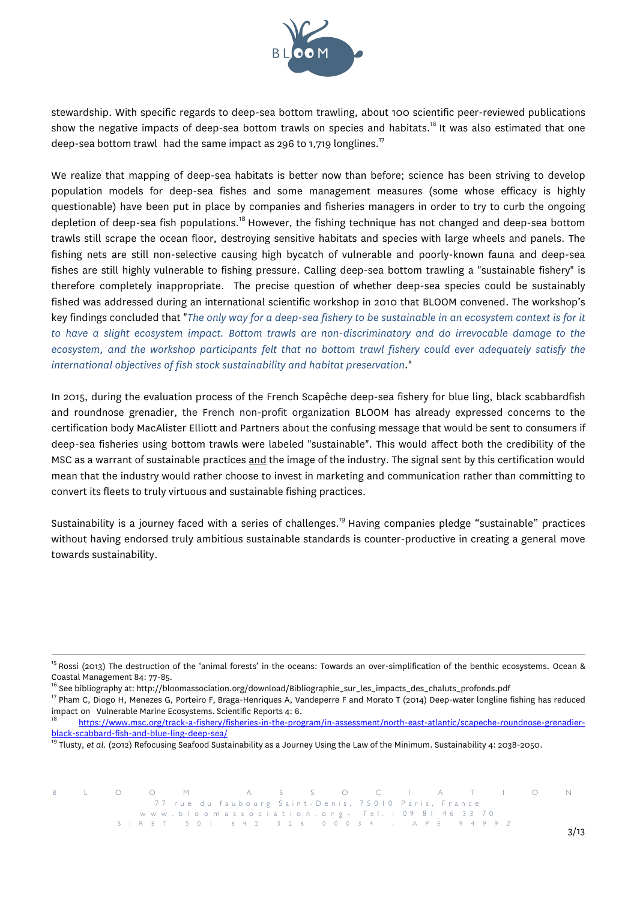stewardship. With specific regards to deep-sea bottom trawling, about 100 scientific peer-reviewed publications show the negative impacts of deep-sea bottom trawls on species and habitats.[16] It was also estimated that one deep-sea bottom trawl had the same impact as 296 to 1,719 longlines.[17]

We realize that mapping of deep-sea habitats is better now than before; science has been striving to develop population models for deep-sea fishes and some management measures (some whose efficacy is highly questionable) have been put in place by companies and fisheries managers in order to try to curb the ongoing depletion of deep-sea fish populations.[18] However, the fishing technique has not changed and deep-sea bottom trawls still scrape the ocean floor, destroying sensitive habitats and species with large wheels and panels. The fishing nets are still non-selective causing high bycatch of vulnerable and poorly-known fauna and deep-sea fishes are still highly vulnerable to fishing pressure. Calling deep-sea bottom trawling a "sustainable fishery" is therefore completely inappropriate. The precise question of whether deep-sea species could be sustainably fished was addressed during an international scientific workshop in 2010 that BLOOM convened. The workshop's key findings concluded that "*The only way for a deep-sea fishery to be sustainable in an ecosystem context is for it to have a slight ecosystem impact. Bottom trawls are non-discriminatory and do irrevocable damage to the ecosystem, and the workshop participants felt that no bottom trawl fishery could ever adequately satisfy the international objectives of fish stock sustainability and habitat preservation*."

In 2015, during the evaluation process of the French Scapêche deep-sea fishery for blue ling, black scabbardfish and roundnose grenadier, the French non-profit organization BLOOM has already expressed concerns to the certification body MacAlister Elliott and Partners about the confusing message that would be sent to consumers if deep-sea fisheries using bottom trawls were labeled "sustainable". This would affect both the credibility of the MSC as a warrant of sustainable practices <u>and</u> the image of the industry. The signal sent by this certification would mean that the industry would rather choose to invest in marketing and communication rather than committing to convert its fleets to truly virtuous and sustainable fishing practices.

Sustainability is a journey faced with a series of challenges.[19] Having companies pledge "sustainable" practices without having endorsed truly ambitious sustainable standards is counter-productive in creating a general move towards sustainability.

---

[15] Rossi (2013) The destruction of the 'animal forests' in the oceans: Towards an over-simplification of the benthic ecosystems. Ocean & Coastal Management 84: 77-85.

[16] See bibliography at: http://bloomassociation.org/download/Bibliographie_sur_les_impacts_des_chaluts_profonds.pdf

[17] Pham C, Diogo H, Menezes G, Porteiro F, Braga-Henriques A, Vandeperre F and Morato T (2014) Deep-water longline fishing has reduced impact on Vulnerable Marine Ecosystems. Scientific Reports 4: 6.

[18] https://www.msc.org/track-a-fishery/fisheries-in-the-program/in-assessment/north-east-atlantic/scapeche-roundnose-grenadier-black-scabbard-fish-and-blue-ling-deep-sea/

[19] Tlusty, *et al.* (2012) Refocusing Seafood Sustainability as a Journey Using the Law of the Minimum. Sustainability 4: 2038-2050.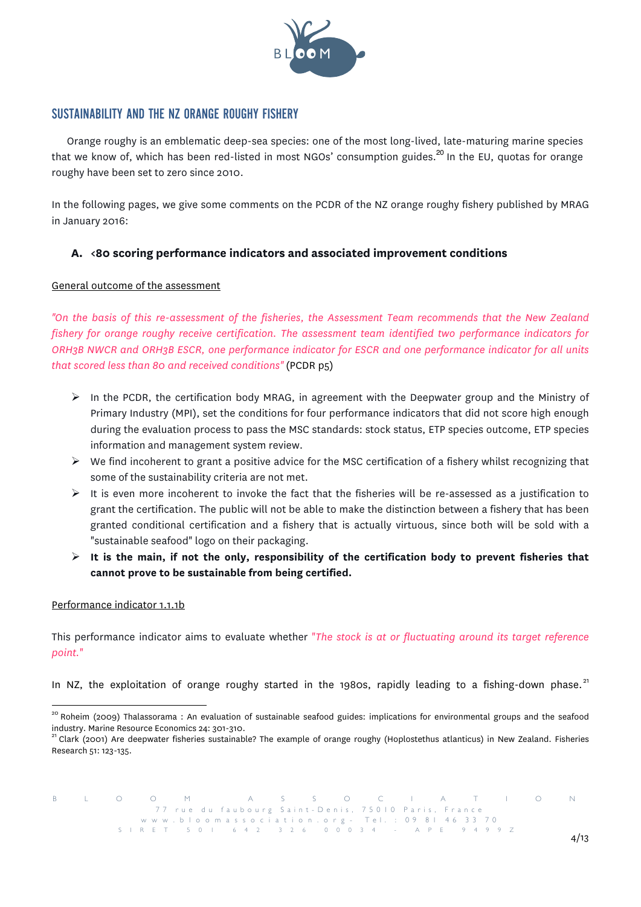## SUSTAINABILITY AND THE NZ ORANGE ROUGHY FISHERY

Orange roughy is an emblematic deep-sea species: one of the most long-lived, late-maturing marine species that we know of, which has been red-listed in most NGOs' consumption guides.[20] In the EU, quotas for orange roughy have been set to zero since 2010.

In the following pages, we give some comments on the PCDR of the NZ orange roughy fishery published by MRAG in January 2016:

### A. <80 scoring performance indicators and associated improvement conditions

<u>General outcome of the assessment</u>

*"On the basis of this re-assessment of the fisheries, the Assessment Team recommends that the New Zealand fishery for orange roughy receive certification. The assessment team identified two performance indicators for ORH3B NWCR and ORH3B ESCR, one performance indicator for ESCR and one performance indicator for all units that scored less than 80 and received conditions"* (PCDR p5)

- In the PCDR, the certification body MRAG, in agreement with the Deepwater group and the Ministry of Primary Industry (MPI), set the conditions for four performance indicators that did not score high enough during the evaluation process to pass the MSC standards: stock status, ETP species outcome, ETP species information and management system review.
- We find incoherent to grant a positive advice for the MSC certification of a fishery whilst recognizing that some of the sustainability criteria are not met.
- It is even more incoherent to invoke the fact that the fisheries will be re-assessed as a justification to grant the certification. The public will not be able to make the distinction between a fishery that has been granted conditional certification and a fishery that is actually virtuous, since both will be sold with a "sustainable seafood" logo on their packaging.
- **It is the main, if not the only, responsibility of the certification body to prevent fisheries that cannot prove to be sustainable from being certified.**

<u>Performance indicator 1.1.1b</u>

This performance indicator aims to evaluate whether *"The stock is at or fluctuating around its target reference point."*

In NZ, the exploitation of orange roughy started in the 1980s, rapidly leading to a fishing-down phase.[21]

---

[20] Roheim (2009) Thalassorama : An evaluation of sustainable seafood guides: implications for environmental groups and the seafood industry. Marine Resource Economics 24: 301-310.

[21] Clark (2001) Are deepwater fisheries sustainable? The example of orange roughy (Hoplostethus atlanticus) in New Zealand. Fisheries Research 51: 123-135.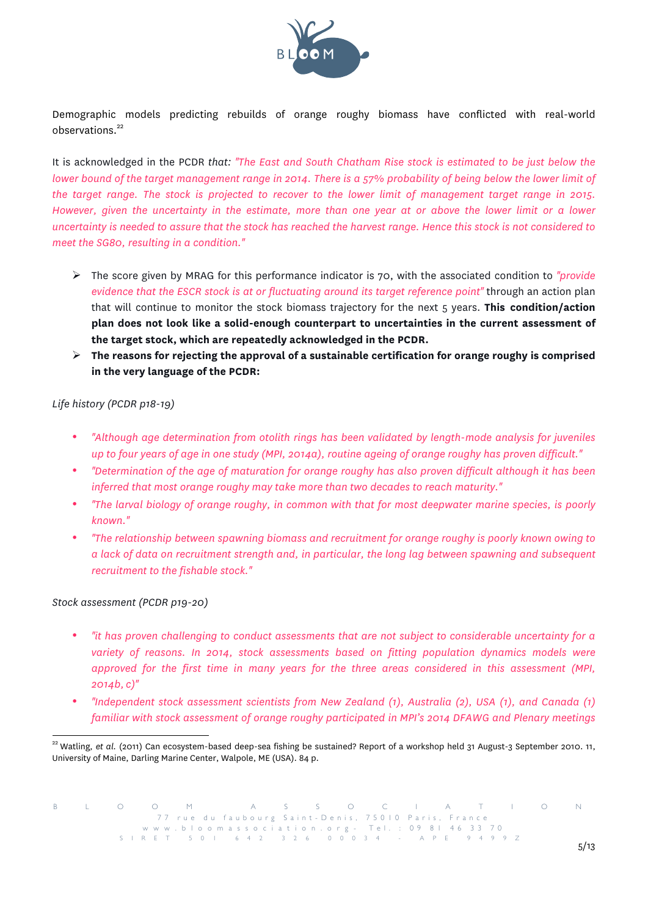Demographic models predicting rebuilds of orange roughy biomass have conflicted with real-world observations.[22]

It is acknowledged in the PCDR *that: "The East and South Chatham Rise stock is estimated to be just below the lower bound of the target management range in 2014. There is a 57% probability of being below the lower limit of the target range. The stock is projected to recover to the lower limit of management target range in 2015. However, given the uncertainty in the estimate, more than one year at or above the lower limit or a lower uncertainty is needed to assure that the stock has reached the harvest range. Hence this stock is not considered to meet the SG80, resulting in a condition."*

- The score given by MRAG for this performance indicator is 70, with the associated condition to *"provide evidence that the ESCR stock is at or fluctuating around its target reference point"* through an action plan that will continue to monitor the stock biomass trajectory for the next 5 years. **This condition/action plan does not look like a solid-enough counterpart to uncertainties in the current assessment of the target stock, which are repeatedly acknowledged in the PCDR.**
- **The reasons for rejecting the approval of a sustainable certification for orange roughy is comprised in the very language of the PCDR:**

*Life history (PCDR p18-19)*

- *"Although age determination from otolith rings has been validated by length-mode analysis for juveniles up to four years of age in one study (MPI, 2014a), routine ageing of orange roughy has proven difficult."*
- *"Determination of the age of maturation for orange roughy has also proven difficult although it has been inferred that most orange roughy may take more than two decades to reach maturity."*
- *"The larval biology of orange roughy, in common with that for most deepwater marine species, is poorly known."*
- *"The relationship between spawning biomass and recruitment for orange roughy is poorly known owing to a lack of data on recruitment strength and, in particular, the long lag between spawning and subsequent recruitment to the fishable stock."*

*Stock assessment (PCDR p19-20)*

- *"it has proven challenging to conduct assessments that are not subject to considerable uncertainty for a variety of reasons. In 2014, stock assessments based on fitting population dynamics models were approved for the first time in many years for the three areas considered in this assessment (MPI, 2014b, c)"*
- *"Independent stock assessment scientists from New Zealand (1), Australia (2), USA (1), and Canada (1) familiar with stock assessment of orange roughy participated in MPI's 2014 DFAWG and Plenary meetings*

[22] Watling, *et al.* (2011) Can ecosystem-based deep-sea fishing be sustained? Report of a workshop held 31 August-3 September 2010. 11, University of Maine, Darling Marine Center, Walpole, ME (USA). 84 p.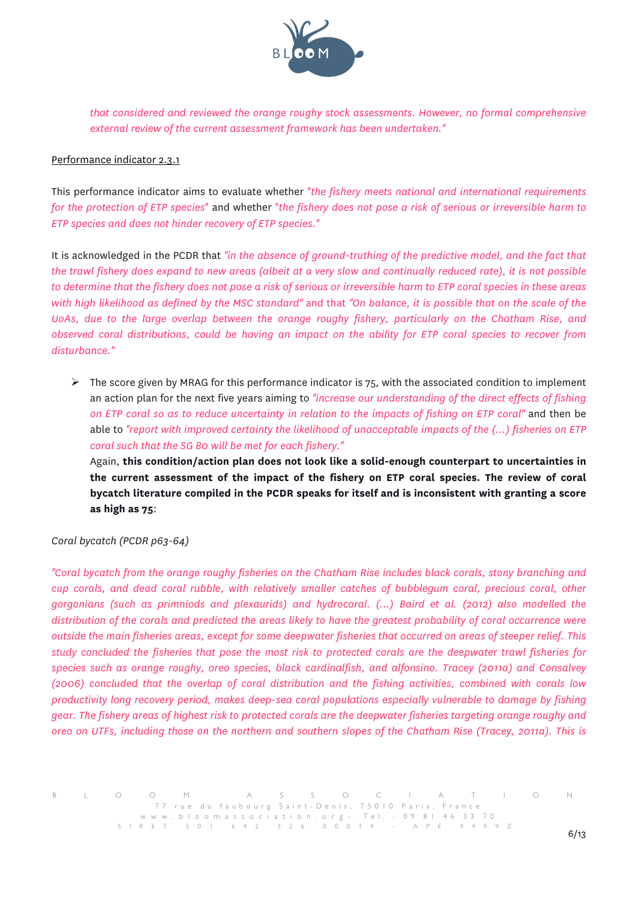*that considered and reviewed the orange roughy stock assessments. However, no formal comprehensive external review of the current assessment framework has been undertaken."*

Performance indicator 2.3.1

This performance indicator aims to evaluate whether *"the fishery meets national and international requirements for the protection of ETP species"* and whether *"the fishery does not pose a risk of serious or irreversible harm to ETP species and does not hinder recovery of ETP species."*

It is acknowledged in the PCDR that *"in the absence of ground-truthing of the predictive model, and the fact that the trawl fishery does expand to new areas (albeit at a very slow and continually reduced rate), it is not possible to determine that the fishery does not pose a risk of serious or irreversible harm to ETP coral species in these areas with high likelihood as defined by the MSC standard"* and that *"On balance, it is possible that on the scale of the UoAs, due to the large overlap between the orange roughy fishery, particularly on the Chatham Rise, and observed coral distributions, could be having an impact on the ability for ETP coral species to recover from disturbance."*

- The score given by MRAG for this performance indicator is 75, with the associated condition to implement an action plan for the next five years aiming to *"increase our understanding of the direct effects of fishing on ETP coral so as to reduce uncertainty in relation to the impacts of fishing on ETP coral"* and then be able to *"report with improved certainty the likelihood of unacceptable impacts of the (...) fisheries on ETP coral such that the SG 80 will be met for each fishery."*
  Again, **this condition/action plan does not look like a solid-enough counterpart to uncertainties in the current assessment of the impact of the fishery on ETP coral species. The review of coral bycatch literature compiled in the PCDR speaks for itself and is inconsistent with granting a score as high as 75**:

*Coral bycatch (PCDR p63-64)*

*"Coral bycatch from the orange roughy fisheries on the Chatham Rise includes black corals, stony branching and cup corals, and dead coral rubble, with relatively smaller catches of bubblegum coral, precious coral, other gorgonians (such as primnoids and plexaurids) and hydrocoral. (...) Baird et al. (2012) also modelled the distribution of the corals and predicted the areas likely to have the greatest probability of coral occurrence were outside the main fisheries areas, except for some deepwater fisheries that occurred on areas of steeper relief. This study concluded the fisheries that pose the most risk to protected corals are the deepwater trawl fisheries for species such as orange roughy, oreo species, black cardinalfish, and alfonsino. Tracey (2011a) and Consalvey (2006) concluded that the overlap of coral distribution and the fishing activities, combined with corals low productivity long recovery period, makes deep-sea coral populations especially vulnerable to damage by fishing gear. The fishery areas of highest risk to protected corals are the deepwater fisheries targeting orange roughy and oreo on UTFs, including those on the northern and southern slopes of the Chatham Rise (Tracey, 2011a). This is*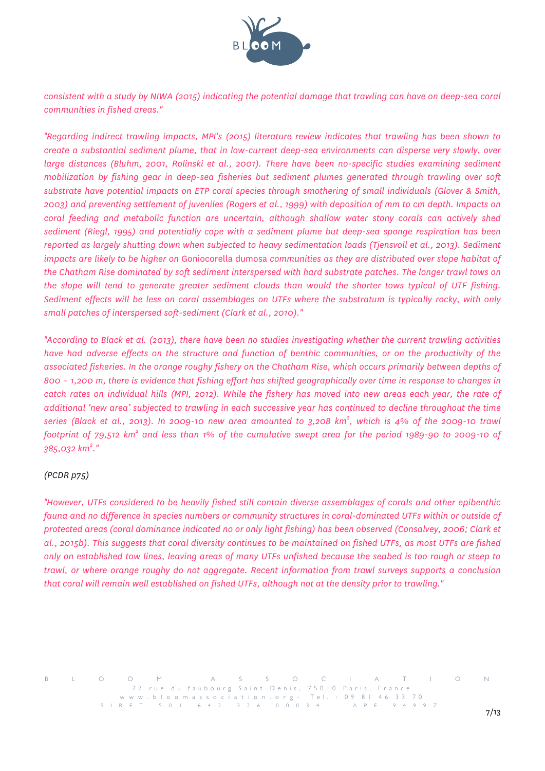*consistent with a study by NIWA (2015) indicating the potential damage that trawling can have on deep-sea coral communities in fished areas."*

*"Regarding indirect trawling impacts, MPI's (2015) literature review indicates that trawling has been shown to create a substantial sediment plume, that in low-current deep-sea environments can disperse very slowly, over large distances (Bluhm, 2001, Rolinski et al., 2001). There have been no-specific studies examining sediment mobilization by fishing gear in deep-sea fisheries but sediment plumes generated through trawling over soft substrate have potential impacts on ETP coral species through smothering of small individuals (Glover & Smith, 2003) and preventing settlement of juveniles (Rogers et al., 1999) with deposition of mm to cm depth. Impacts on coral feeding and metabolic function are uncertain, although shallow water stony corals can actively shed sediment (Riegl, 1995) and potentially cope with a sediment plume but deep-sea sponge respiration has been reported as largely shutting down when subjected to heavy sedimentation loads (Tjensvoll et al., 2013). Sediment impacts are likely to be higher on* Goniocorella dumosa *communities as they are distributed over slope habitat of the Chatham Rise dominated by soft sediment interspersed with hard substrate patches. The longer trawl tows on the slope will tend to generate greater sediment clouds than would the shorter tows typical of UTF fishing. Sediment effects will be less on coral assemblages on UTFs where the substratum is typically rocky, with only small patches of interspersed soft-sediment (Clark et al., 2010)."*

*"According to Black et al. (2013), there have been no studies investigating whether the current trawling activities have had adverse effects on the structure and function of benthic communities, or on the productivity of the associated fisheries. In the orange roughy fishery on the Chatham Rise, which occurs primarily between depths of 800 – 1,200 m, there is evidence that fishing effort has shifted geographically over time in response to changes in catch rates on individual hills (MPI, 2012). While the fishery has moved into new areas each year, the rate of additional 'new area' subjected to trawling in each successive year has continued to decline throughout the time series (Black et al., 2013). In 2009-10 new area amounted to 3,208 km², which is 4% of the 2009-10 trawl footprint of 79,512 km² and less than 1% of the cumulative swept area for the period 1989-90 to 2009-10 of 385,032 km²."*

*(PCDR p75)*

*"However, UTFs considered to be heavily fished still contain diverse assemblages of corals and other epibenthic fauna and no difference in species numbers or community structures in coral-dominated UTFs within or outside of protected areas (coral dominance indicated no or only light fishing) has been observed (Consalvey, 2006; Clark et al., 2015b). This suggests that coral diversity continues to be maintained on fished UTFs, as most UTFs are fished only on established tow lines, leaving areas of many UTFs unfished because the seabed is too rough or steep to trawl, or where orange roughy do not aggregate. Recent information from trawl surveys supports a conclusion that coral will remain well established on fished UTFs, although not at the density prior to trawling."*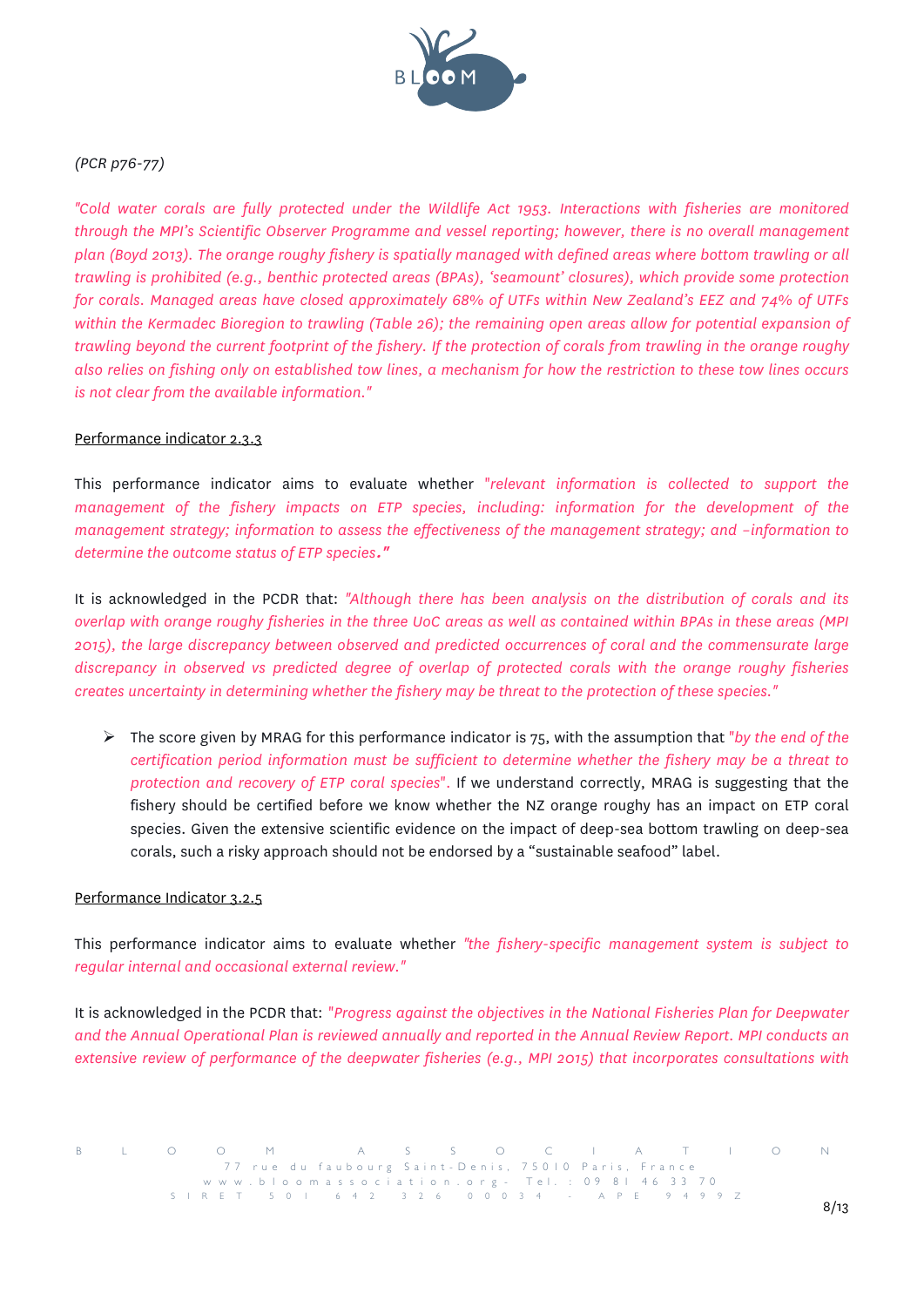*(PCR p76-77)*

*"Cold water corals are fully protected under the Wildlife Act 1953. Interactions with fisheries are monitored through the MPI's Scientific Observer Programme and vessel reporting; however, there is no overall management plan (Boyd 2013). The orange roughy fishery is spatially managed with defined areas where bottom trawling or all trawling is prohibited (e.g., benthic protected areas (BPAs), 'seamount' closures), which provide some protection for corals. Managed areas have closed approximately 68% of UTFs within New Zealand's EEZ and 74% of UTFs within the Kermadec Bioregion to trawling (Table 26); the remaining open areas allow for potential expansion of trawling beyond the current footprint of the fishery. If the protection of corals from trawling in the orange roughy also relies on fishing only on established tow lines, a mechanism for how the restriction to these tow lines occurs is not clear from the available information."*

Performance indicator 2.3.3

This performance indicator aims to evaluate whether *"relevant information is collected to support the management of the fishery impacts on ETP species, including: information for the development of the management strategy; information to assess the effectiveness of the management strategy; and –information to determine the outcome status of ETP species."*

It is acknowledged in the PCDR that: *"Although there has been analysis on the distribution of corals and its overlap with orange roughy fisheries in the three UoC areas as well as contained within BPAs in these areas (MPI 2015), the large discrepancy between observed and predicted occurrences of coral and the commensurate large discrepancy in observed vs predicted degree of overlap of protected corals with the orange roughy fisheries creates uncertainty in determining whether the fishery may be threat to the protection of these species."*

- The score given by MRAG for this performance indicator is 75, with the assumption that *"by the end of the certification period information must be sufficient to determine whether the fishery may be a threat to protection and recovery of ETP coral species"*. If we understand correctly, MRAG is suggesting that the fishery should be certified before we know whether the NZ orange roughy has an impact on ETP coral species. Given the extensive scientific evidence on the impact of deep-sea bottom trawling on deep-sea corals, such a risky approach should not be endorsed by a "sustainable seafood" label.

Performance Indicator 3.2.5

This performance indicator aims to evaluate whether *"the fishery-specific management system is subject to regular internal and occasional external review."*

It is acknowledged in the PCDR that: *"Progress against the objectives in the National Fisheries Plan for Deepwater and the Annual Operational Plan is reviewed annually and reported in the Annual Review Report. MPI conducts an extensive review of performance of the deepwater fisheries (e.g., MPI 2015) that incorporates consultations with*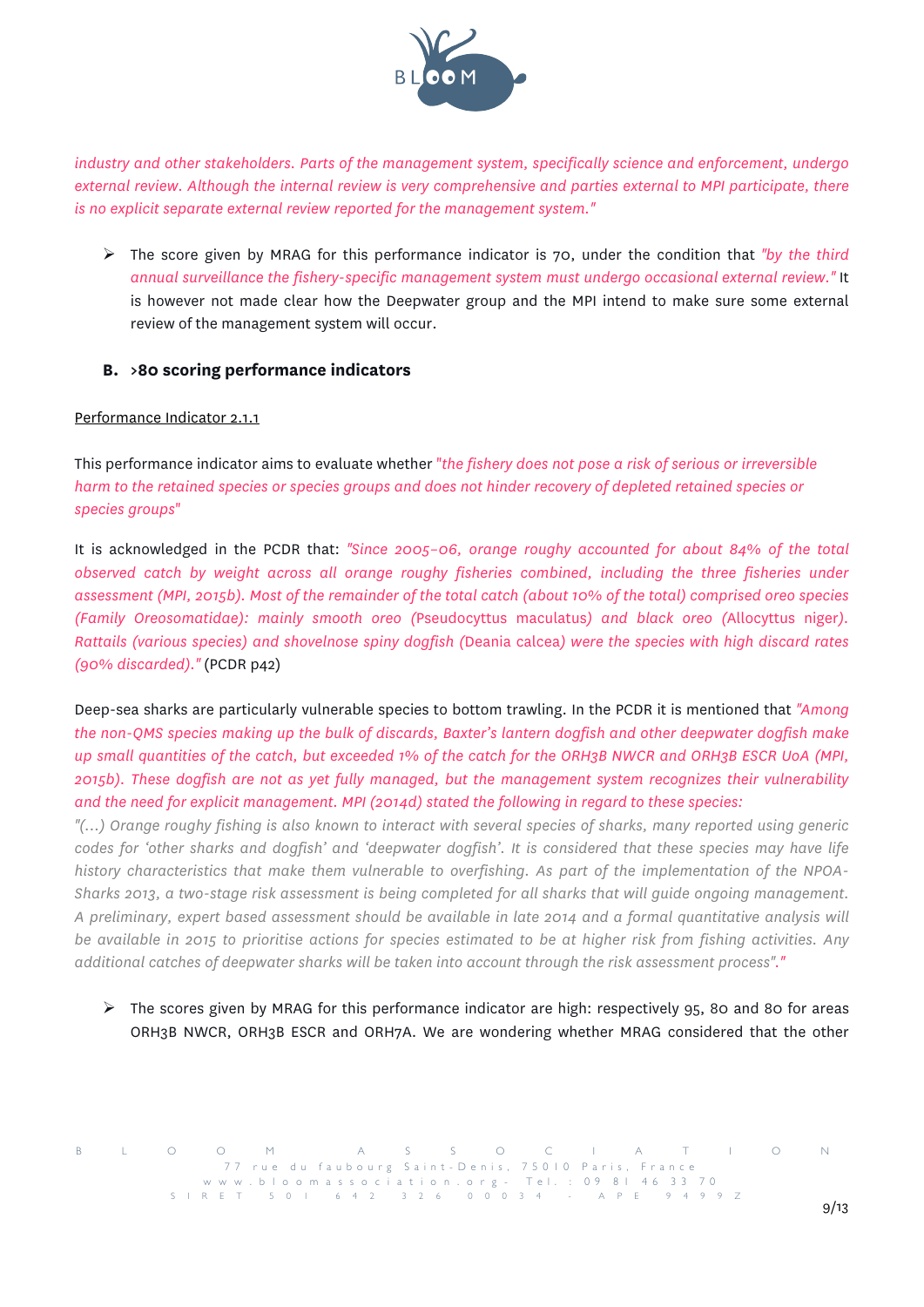*industry and other stakeholders. Parts of the management system, specifically science and enforcement, undergo external review. Although the internal review is very comprehensive and parties external to MPI participate, there is no explicit separate external review reported for the management system."*

- The score given by MRAG for this performance indicator is 70, under the condition that *"by the third annual surveillance the fishery-specific management system must undergo occasional external review."* It is however not made clear how the Deepwater group and the MPI intend to make sure some external review of the management system will occur.

## B. >80 scoring performance indicators

<u>Performance Indicator 2.1.1</u>

This performance indicator aims to evaluate whether *"the fishery does not pose a risk of serious or irreversible harm to the retained species or species groups and does not hinder recovery of depleted retained species or species groups"*

It is acknowledged in the PCDR that: *"Since 2005-06, orange roughy accounted for about 84% of the total observed catch by weight across all orange roughy fisheries combined, including the three fisheries under assessment (MPI, 2015b). Most of the remainder of the total catch (about 10% of the total) comprised oreo species (Family Oreosomatidae): mainly smooth oreo (*Pseudocyttus maculatus*) and black oreo (*Allocyttus niger*). Rattails (various species) and shovelnose spiny dogfish (*Deania calcea*) were the species with high discard rates (90% discarded)."* (PCDR p42)

Deep-sea sharks are particularly vulnerable species to bottom trawling. In the PCDR it is mentioned that *"Among the non-QMS species making up the bulk of discards, Baxter's lantern dogfish and other deepwater dogfish make up small quantities of the catch, but exceeded 1% of the catch for the ORH3B NWCR and ORH3B ESCR UoA (MPI, 2015b). These dogfish are not as yet fully managed, but the management system recognizes their vulnerability and the need for explicit management. MPI (2014d) stated the following in regard to these species:*
*"(...) Orange roughy fishing is also known to interact with several species of sharks, many reported using generic codes for 'other sharks and dogfish' and 'deepwater dogfish'. It is considered that these species may have life history characteristics that make them vulnerable to overfishing. As part of the implementation of the NPOA-Sharks 2013, a two-stage risk assessment is being completed for all sharks that will guide ongoing management. A preliminary, expert based assessment should be available in late 2014 and a formal quantitative analysis will be available in 2015 to prioritise actions for species estimated to be at higher risk from fishing activities. Any additional catches of deepwater sharks will be taken into account through the risk assessment process"."*

- The scores given by MRAG for this performance indicator are high: respectively 95, 80 and 80 for areas ORH3B NWCR, ORH3B ESCR and ORH7A. We are wondering whether MRAG considered that the other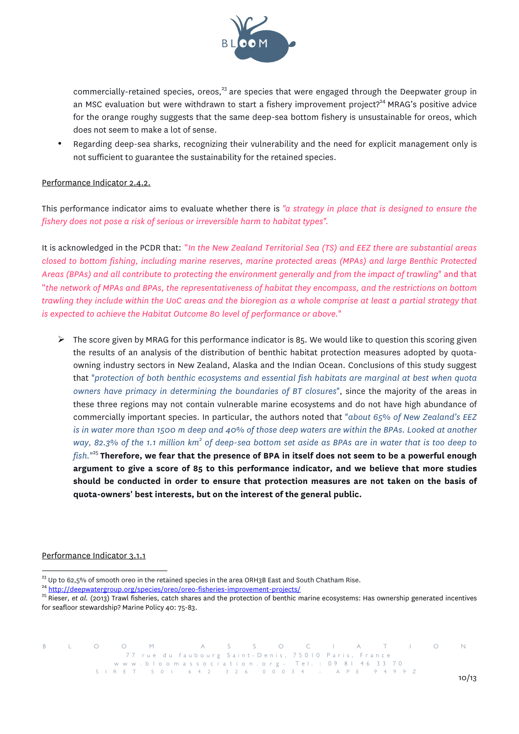commercially-retained species, oreos,[23] are species that were engaged through the Deepwater group in an MSC evaluation but were withdrawn to start a fishery improvement project?[24] MRAG's positive advice for the orange roughy suggests that the same deep-sea bottom fishery is unsustainable for oreos, which does not seem to make a lot of sense.

- Regarding deep-sea sharks, recognizing their vulnerability and the need for explicit management only is not sufficient to guarantee the sustainability for the retained species.

Performance Indicator 2.4.2.

This performance indicator aims to evaluate whether there is *"a strategy in place that is designed to ensure the fishery does not pose a risk of serious or irreversible harm to habitat types".*

It is acknowledged in the PCDR that: "*In the New Zealand Territorial Sea (TS) and EEZ there are substantial areas closed to bottom fishing, including marine reserves, marine protected areas (MPAs) and large Benthic Protected Areas (BPAs) and all contribute to protecting the environment generally and from the impact of trawling*" and that "*the network of MPAs and BPAs, the representativeness of habitat they encompass, and the restrictions on bottom trawling they include within the UoC areas and the bioregion as a whole comprise at least a partial strategy that is expected to achieve the Habitat Outcome 80 level of performance or above.*"

- The score given by MRAG for this performance indicator is 85. We would like to question this scoring given the results of an analysis of the distribution of benthic habitat protection measures adopted by quota-owning industry sectors in New Zealand, Alaska and the Indian Ocean. Conclusions of this study suggest that "*protection of both benthic ecosystems and essential fish habitats are marginal at best when quota owners have primacy in determining the boundaries of BT closures*", since the majority of the areas in these three regions may not contain vulnerable marine ecosystems and do not have high abundance of commercially important species. In particular, the authors noted that "*about 65% of New Zealand's EEZ is in water more than 1500 m deep and 40% of those deep waters are within the BPAs. Looked at another way, 82.3% of the 1.1 million km² of deep-sea bottom set aside as BPAs are in water that is too deep to fish.*"[25] **Therefore, we fear that the presence of BPA in itself does not seem to be a powerful enough argument to give a score of 85 to this performance indicator, and we believe that more studies should be conducted in order to ensure that protection measures are not taken on the basis of quota-owners' best interests, but on the interest of the general public.**

Performance Indicator 3.1.1

---

[23] Up to 62,5% of smooth oreo in the retained species in the area ORH3B East and South Chatham Rise.

[24] http://deepwatergroup.org/species/oreo/oreo-fisheries-improvement-projects/

[25] Rieser, *et al.* (2013) Trawl fisheries, catch shares and the protection of benthic marine ecosystems: Has ownership generated incentives for seafloor stewardship? Marine Policy 40: 75-83.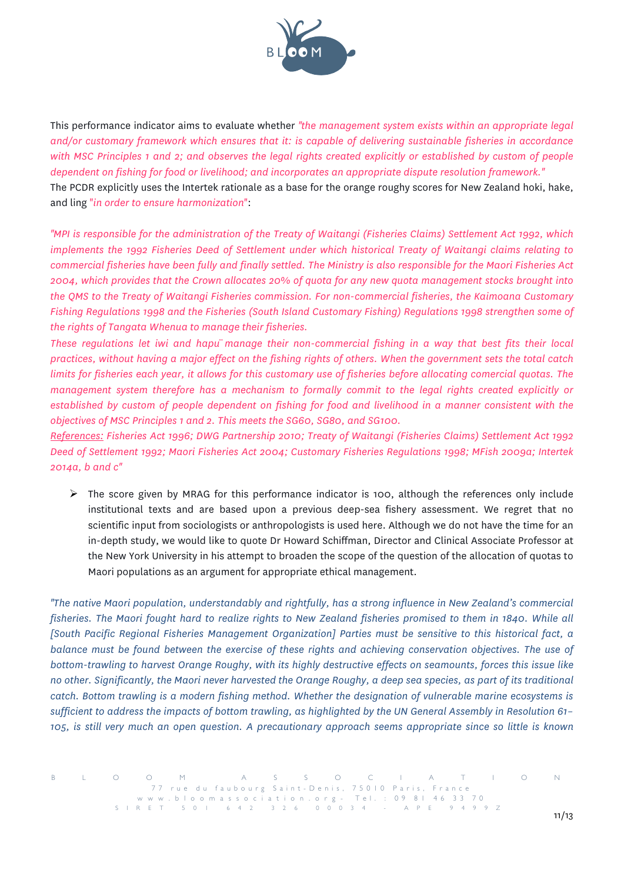This performance indicator aims to evaluate whether *"the management system exists within an appropriate legal and/or customary framework which ensures that it: is capable of delivering sustainable fisheries in accordance with MSC Principles 1 and 2; and observes the legal rights created explicitly or established by custom of people dependent on fishing for food or livelihood; and incorporates an appropriate dispute resolution framework."*
The PCDR explicitly uses the Intertek rationale as a base for the orange roughy scores for New Zealand hoki, hake, and ling *"in order to ensure harmonization"*:

*"MPI is responsible for the administration of the Treaty of Waitangi (Fisheries Claims) Settlement Act 1992, which implements the 1992 Fisheries Deed of Settlement under which historical Treaty of Waitangi claims relating to commercial fisheries have been fully and finally settled. The Ministry is also responsible for the Maori Fisheries Act 2004, which provides that the Crown allocates 20% of quota for any new quota management stocks brought into the QMS to the Treaty of Waitangi Fisheries commission. For non-commercial fisheries, the Kaimoana Customary Fishing Regulations 1998 and the Fisheries (South Island Customary Fishing) Regulations 1998 strengthen some of the rights of Tangata Whenua to manage their fisheries.*
*These regulations let iwi and hapu¨ manage their non-commercial fishing in a way that best fits their local practices, without having a major effect on the fishing rights of others. When the government sets the total catch limits for fisheries each year, it allows for this customary use of fisheries before allocating comercial quotas. The management system therefore has a mechanism to formally commit to the legal rights created explicitly or established by custom of people dependent on fishing for food and livelihood in a manner consistent with the objectives of MSC Principles 1 and 2. This meets the SG60, SG80, and SG100.*
*References: Fisheries Act 1996; DWG Partnership 2010; Treaty of Waitangi (Fisheries Claims) Settlement Act 1992 Deed of Settlement 1992; Maori Fisheries Act 2004; Customary Fisheries Regulations 1998; MFish 2009a; Intertek 2014a, b and c"*

- The score given by MRAG for this performance indicator is 100, although the references only include institutional texts and are based upon a previous deep-sea fishery assessment. We regret that no scientific input from sociologists or anthropologists is used here. Although we do not have the time for an in-depth study, we would like to quote Dr Howard Schiffman, Director and Clinical Associate Professor at the New York University in his attempt to broaden the scope of the question of the allocation of quotas to Maori populations as an argument for appropriate ethical management.

*"The native Maori population, understandably and rightfully, has a strong influence in New Zealand's commercial fisheries. The Maori fought hard to realize rights to New Zealand fisheries promised to them in 1840. While all [South Pacific Regional Fisheries Management Organization] Parties must be sensitive to this historical fact, a balance must be found between the exercise of these rights and achieving conservation objectives. The use of bottom-trawling to harvest Orange Roughy, with its highly destructive effects on seamounts, forces this issue like no other. Significantly, the Maori never harvested the Orange Roughy, a deep sea species, as part of its traditional catch. Bottom trawling is a modern fishing method. Whether the designation of vulnerable marine ecosystems is sufficient to address the impacts of bottom trawling, as highlighted by the UN General Assembly in Resolution 61–105, is still very much an open question. A precautionary approach seems appropriate since so little is known*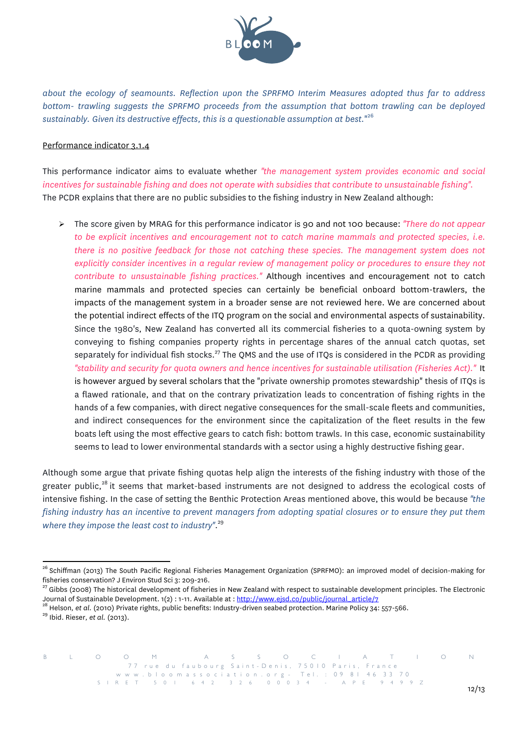*about the ecology of seamounts. Reflection upon the SPRFMO Interim Measures adopted thus far to address bottom- trawling suggests the SPRFMO proceeds from the assumption that bottom trawling can be deployed sustainably. Given its destructive effects, this is a questionable assumption at best."*[26]

Performance indicator 3.1.4

This performance indicator aims to evaluate whether *"the management system provides economic and social incentives for sustainable fishing and does not operate with subsidies that contribute to unsustainable fishing".* The PCDR explains that there are no public subsidies to the fishing industry in New Zealand although:

- The score given by MRAG for this performance indicator is 90 and not 100 because: *"There do not appear to be explicit incentives and encouragement not to catch marine mammals and protected species, i.e. there is no positive feedback for those not catching these species. The management system does not explicitly consider incentives in a regular review of management policy or procedures to ensure they not contribute to unsustainable fishing practices."* Although incentives and encouragement not to catch marine mammals and protected species can certainly be beneficial onboard bottom-trawlers, the impacts of the management system in a broader sense are not reviewed here. We are concerned about the potential indirect effects of the ITQ program on the social and environmental aspects of sustainability. Since the 1980's, New Zealand has converted all its commercial fisheries to a quota-owning system by conveying to fishing companies property rights in percentage shares of the annual catch quotas, set separately for individual fish stocks.[27] The QMS and the use of ITQs is considered in the PCDR as providing *"stability and security for quota owners and hence incentives for sustainable utilisation (Fisheries Act)."* It is however argued by several scholars that the "private ownership promotes stewardship" thesis of ITQs is a flawed rationale, and that on the contrary privatization leads to concentration of fishing rights in the hands of a few companies, with direct negative consequences for the small-scale fleets and communities, and indirect consequences for the environment since the capitalization of the fleet results in the few boats left using the most effective gears to catch fish: bottom trawls. In this case, economic sustainability seems to lead to lower environmental standards with a sector using a highly destructive fishing gear.

Although some argue that private fishing quotas help align the interests of the fishing industry with those of the greater public,[28] it seems that market-based instruments are not designed to address the ecological costs of intensive fishing. In the case of setting the Benthic Protection Areas mentioned above, this would be because *"the fishing industry has an incentive to prevent managers from adopting spatial closures or to ensure they put them where they impose the least cost to industry".*[29]

---

[26] Schiffman (2013) The South Pacific Regional Fisheries Management Organization (SPRFMO): an improved model of decision-making for fisheries conservation? J Environ Stud Sci 3: 209-216.

[27] Gibbs (2008) The historical development of fisheries in New Zealand with respect to sustainable development principles. The Electronic Journal of Sustainable Development. 1(2) : 1-11. Available at : http://www.ejsd.co/public/journal_article/7

[28] Helson, *et al.* (2010) Private rights, public benefits: Industry-driven seabed protection. Marine Policy 34: 557-566.

[29] Ibid. Rieser, *et al.* (2013).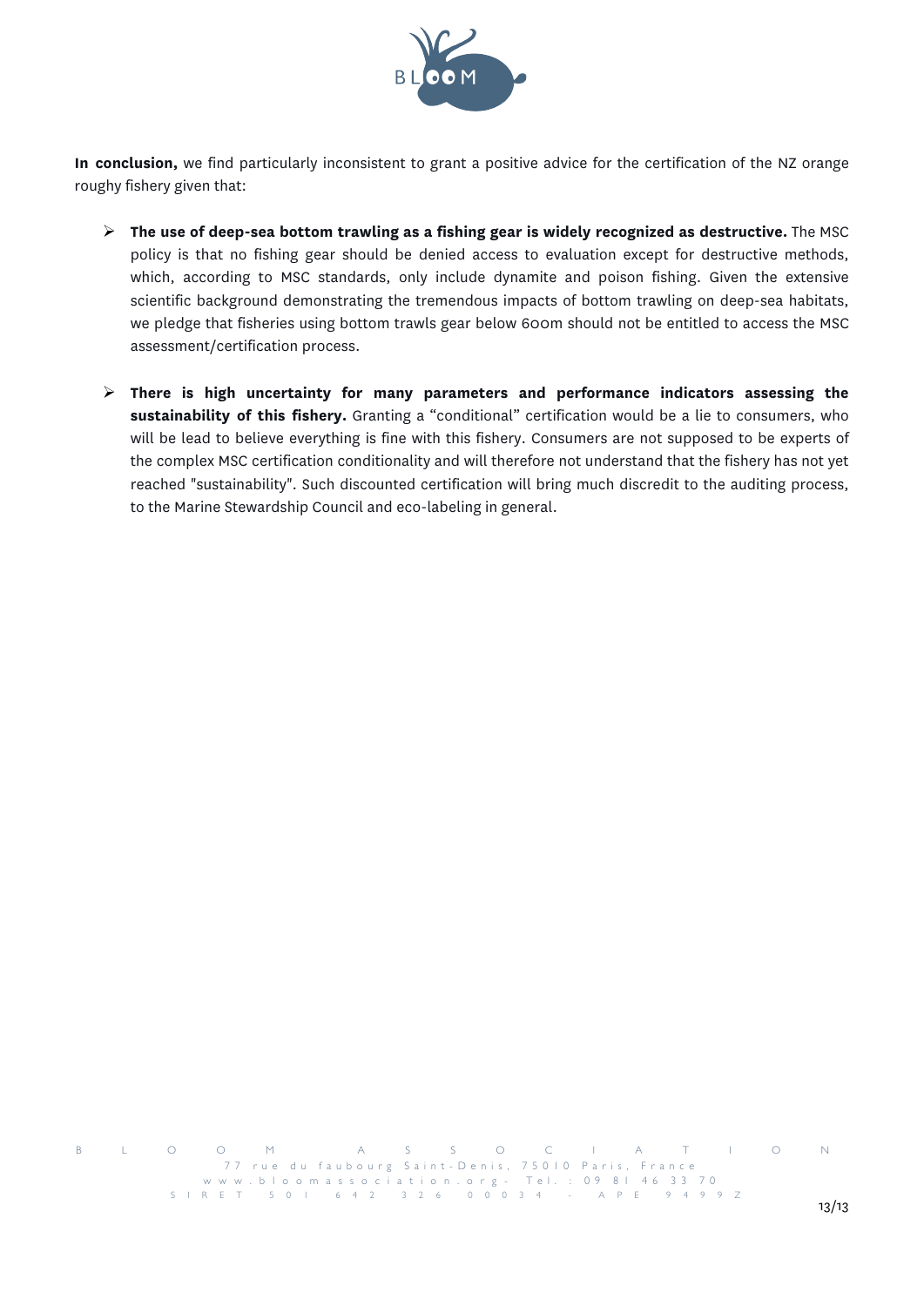**In conclusion,** we find particularly inconsistent to grant a positive advice for the certification of the NZ orange roughy fishery given that:

- **The use of deep-sea bottom trawling as a fishing gear is widely recognized as destructive.** The MSC policy is that no fishing gear should be denied access to evaluation except for destructive methods, which, according to MSC standards, only include dynamite and poison fishing. Given the extensive scientific background demonstrating the tremendous impacts of bottom trawling on deep-sea habitats, we pledge that fisheries using bottom trawls gear below 600m should not be entitled to access the MSC assessment/certification process.

- **There is high uncertainty for many parameters and performance indicators assessing the sustainability of this fishery.** Granting a "conditional" certification would be a lie to consumers, who will be lead to believe everything is fine with this fishery. Consumers are not supposed to be experts of the complex MSC certification conditionality and will therefore not understand that the fishery has not yet reached "sustainability". Such discounted certification will bring much discredit to the auditing process, to the Marine Stewardship Council and eco-labeling in general.